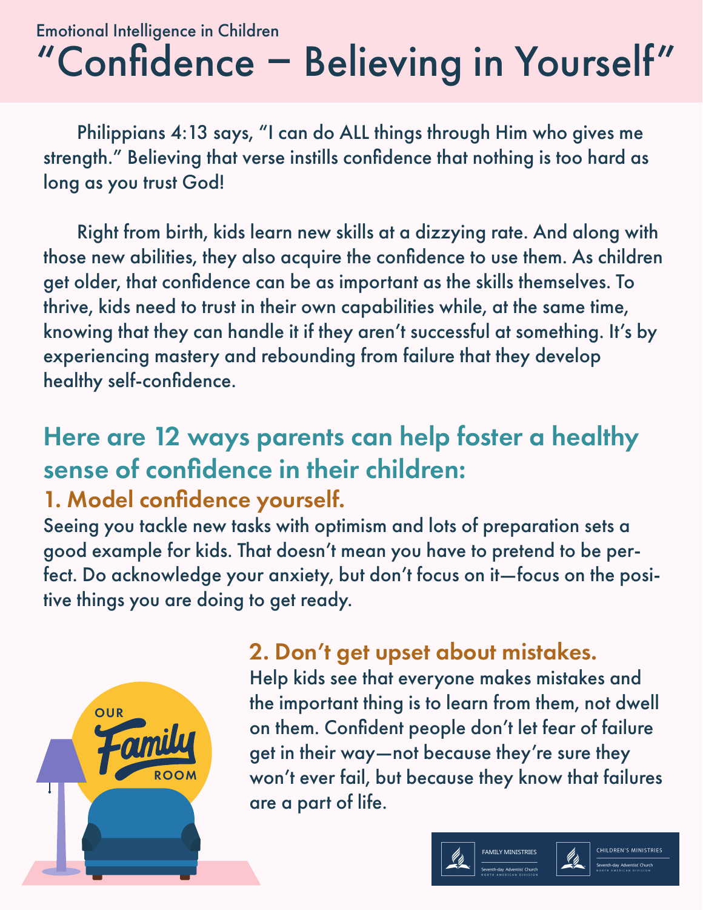Emotional Intelligence in Children

# "Confidence – Believing in Yourself"

Philippians 4:13 says, "I can do ALL things through Him who gives me strength." Believing that verse instills confidence that nothing is too hard as long as you trust God!

Right from birth, kids learn new skills at a dizzying rate. And along with those new abilities, they also acquire the confidence to use them. As children get older, that confidence can be as important as the skills themselves. To thrive, kids need to trust in their own capabilities while, at the same time, knowing that they can handle it if they aren't successful at something. It's by experiencing mastery and rebounding from failure that they develop healthy self-confidence.

## Here are 12 ways parents can help foster a healthy sense of confidence in their children:

### 1. Model confidence yourself.

Seeing you tackle new tasks with optimism and lots of preparation sets a good example for kids. That doesn't mean you have to pretend to be perfect. Do acknowledge your anxiety, but don't focus on it—focus on the positive things you are doing to get ready.

### 2. Don't get upset about mistakes.

Help kids see that everyone makes mistakes and the important thing is to learn from them, not dwell on them. Confident people don't let fear of failure get in their way—not because they're sure they won't ever fail, but because they know that failures are a part of life.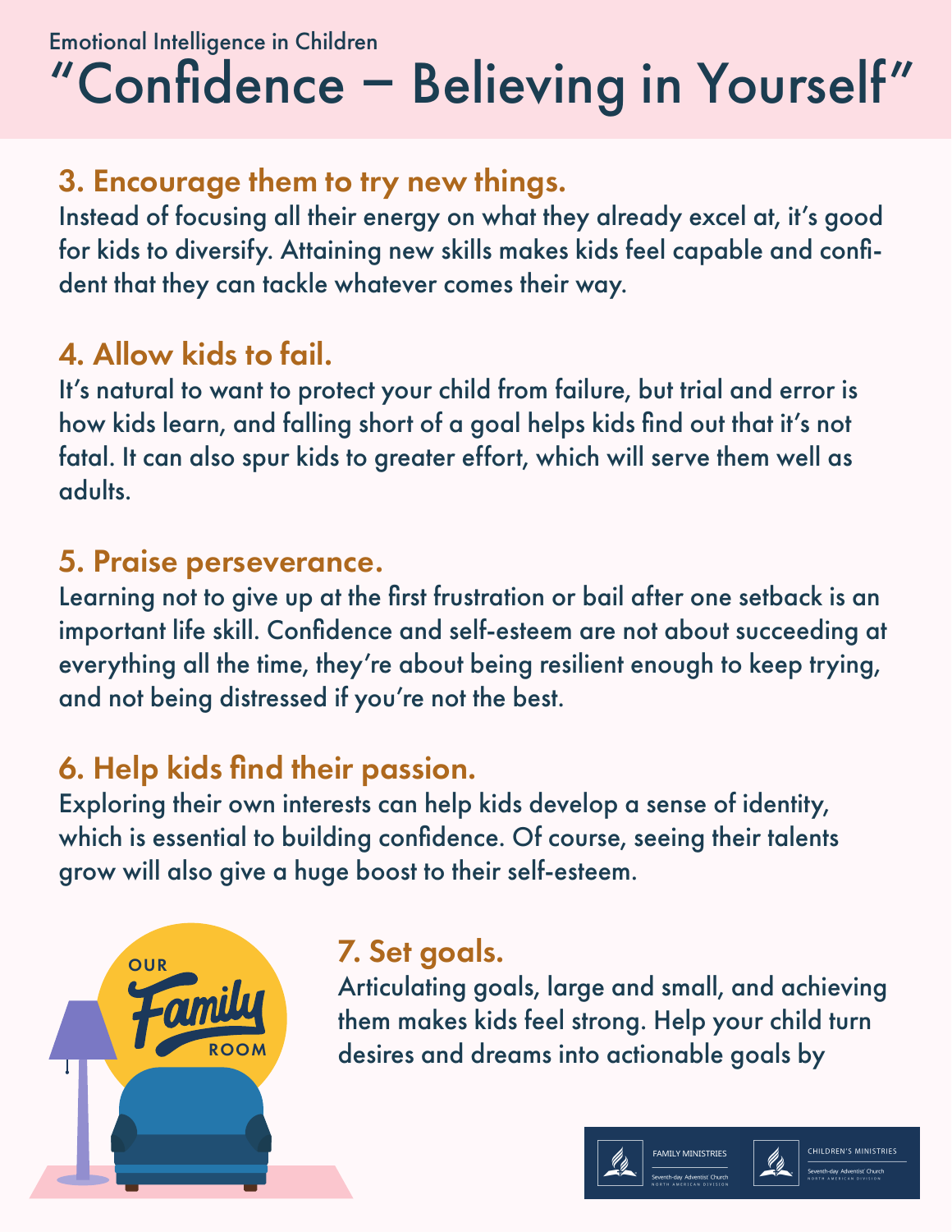Emotional Intelligence in Children

# "Confidence – Believing in Yourself"

## 3. Encourage them to try new things.

Instead of focusing all their energy on what they already excel at, it's good for kids to diversify. Attaining new skills makes kids feel capable and confident that they can tackle whatever comes their way.

## 4. Allow kids to fail.

It's natural to want to protect your child from failure, but trial and error is how kids learn, and falling short of a goal helps kids find out that it's not fatal. It can also spur kids to greater effort, which will serve them well as adults.

## 5. Praise perseverance.

Learning not to give up at the first frustration or bail after one setback is an important life skill. Confidence and self-esteem are not about succeeding at everything all the time, they're about being resilient enough to keep trying, and not being distressed if you're not the best.

## 6. Help kids find their passion.

Exploring their own interests can help kids develop a sense of identity, which is essential to building confidence. Of course, seeing their talents grow will also give a huge boost to their self-esteem.

## 7. Set goals.

Articulating goals, large and small, and achieving them makes kids feel strong. Help your child turn desires and dreams into actionable goals by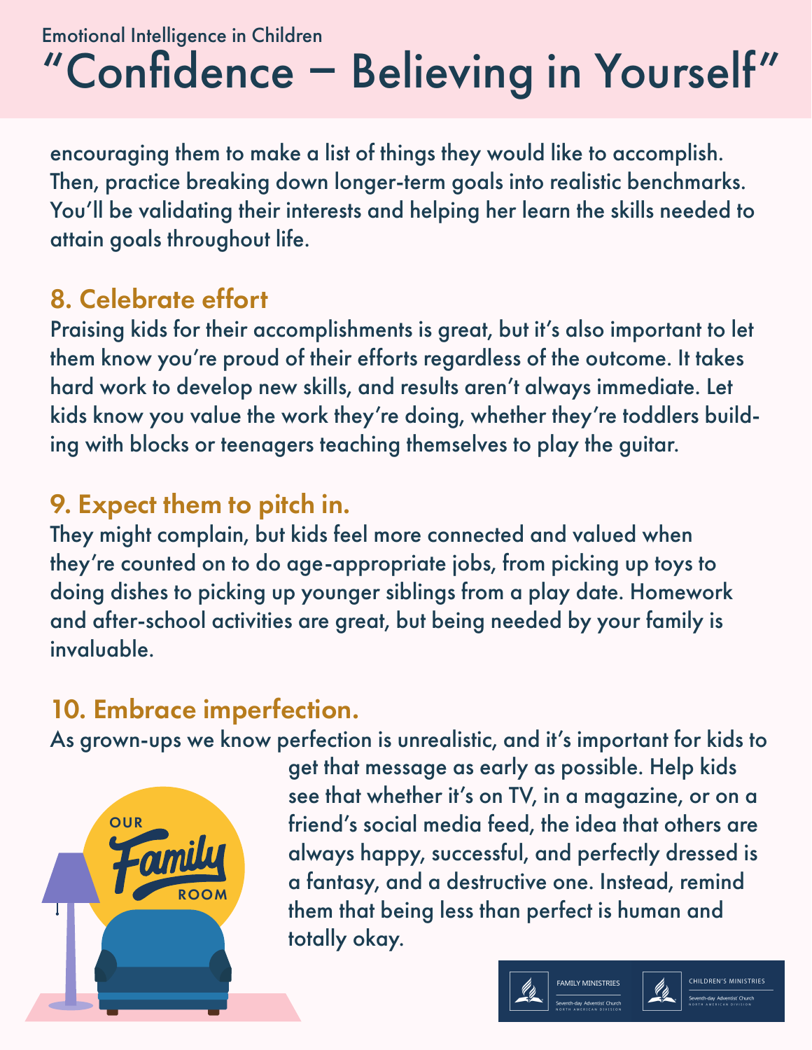encouraging them to make a list of things they would like to accomplish. Then, practice breaking down longer-term goals into realistic benchmarks. You'll be validating their interests and helping her learn the skills needed to attain goals throughout life.

## 8. Celebrate effort

Praising kids for their accomplishments is great, but it's also important to let them know you're proud of their efforts regardless of the outcome. It takes hard work to develop new skills, and results aren't always immediate. Let kids know you value the work they're doing, whether they're toddlers building with blocks or teenagers teaching themselves to play the guitar.

## 9. Expect them to pitch in.

They might complain, but kids feel more connected and valued when they're counted on to do age-appropriate jobs, from picking up toys to doing dishes to picking up younger siblings from a play date. Homework and after-school activities are great, but being needed by your family is invaluable.

## 10. Embrace imperfection.

As grown-ups we know perfection is unrealistic, and it's important for kids to get that message as early as possible. Help kids see that whether it's on TV, in a magazine, or on a friend's social media feed, the idea that others are always happy, successful, and perfectly dressed is a fantasy, and a destructive one. Instead, remind them that being less than perfect is human and totally okay.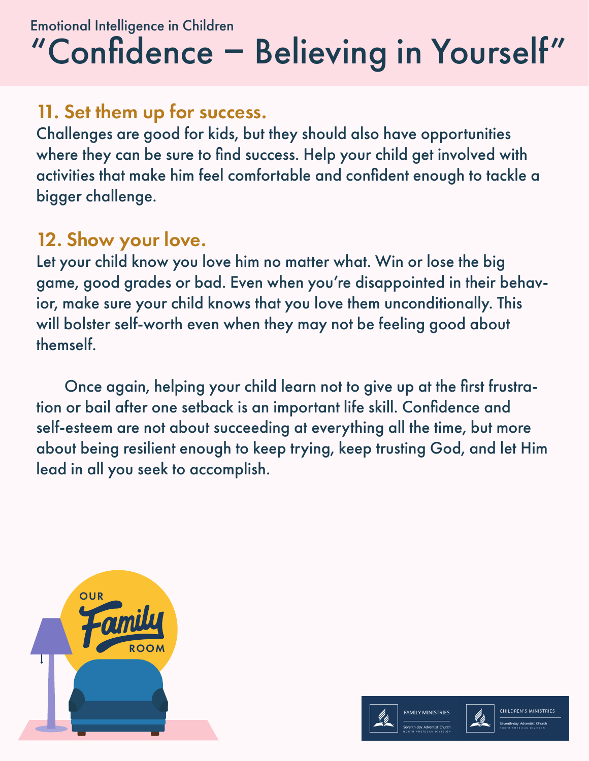Emotional Intelligence in Children

# "Confidence – Believing in Yourself"

## 11. Set them up for success.

Challenges are good for kids, but they should also have opportunities where they can be sure to find success. Help your child get involved with activities that make him feel comfortable and confident enough to tackle a bigger challenge.

## 12. Show your love.

Let your child know you love him no matter what. Win or lose the big game, good grades or bad. Even when you're disappointed in their behavior, make sure your child knows that you love them unconditionally. This will bolster self-worth even when they may not be feeling good about themself.

Once again, helping your child learn not to give up at the first frustration or bail after one setback is an important life skill. Confidence and self-esteem are not about succeeding at everything all the time, but more about being resilient enough to keep trying, keep trusting God, and let Him lead in all you seek to accomplish.

OUR Family ROOM

FAMILY MINISTRIES
Seventh-day Adventist Church
NORTH AMERICAN DIVISION

CHILDREN'S MINISTRIES
Seventh-day Adventist Church
NORTH AMERICAN DIVISION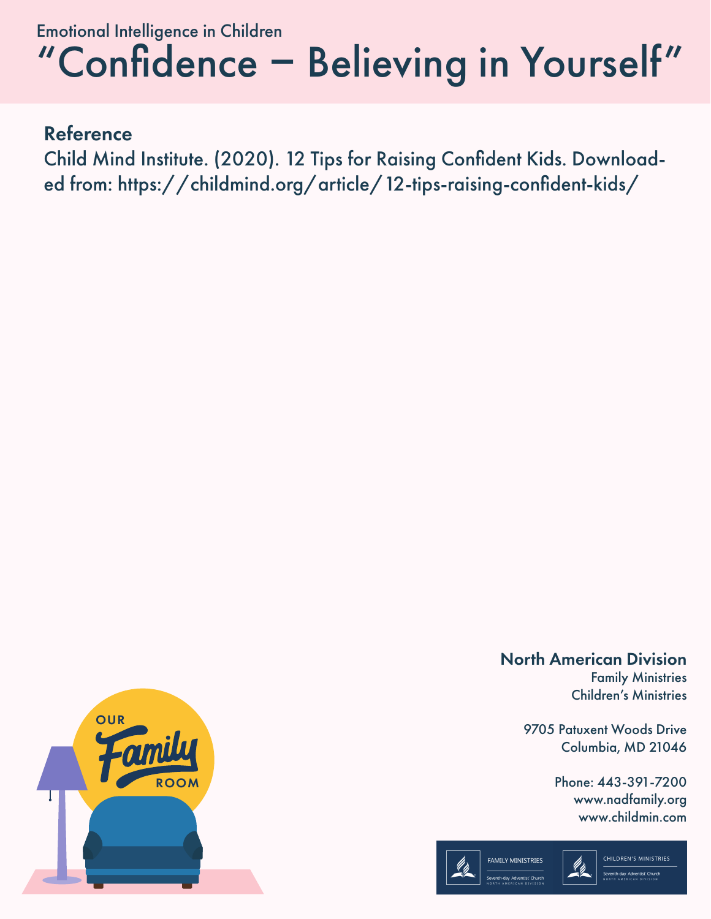Emotional Intelligence in Children

# "Confidence – Believing in Yourself"

## Reference

Child Mind Institute. (2020). 12 Tips for Raising Confident Kids. Downloaded from: https://childmind.org/article/12-tips-raising-confident-kids/

**North American Division**
Family Ministries
Children's Ministries

9705 Patuxent Woods Drive
Columbia, MD 21046

Phone: 443-391-7200
www.nadfamily.org
www.childmin.com